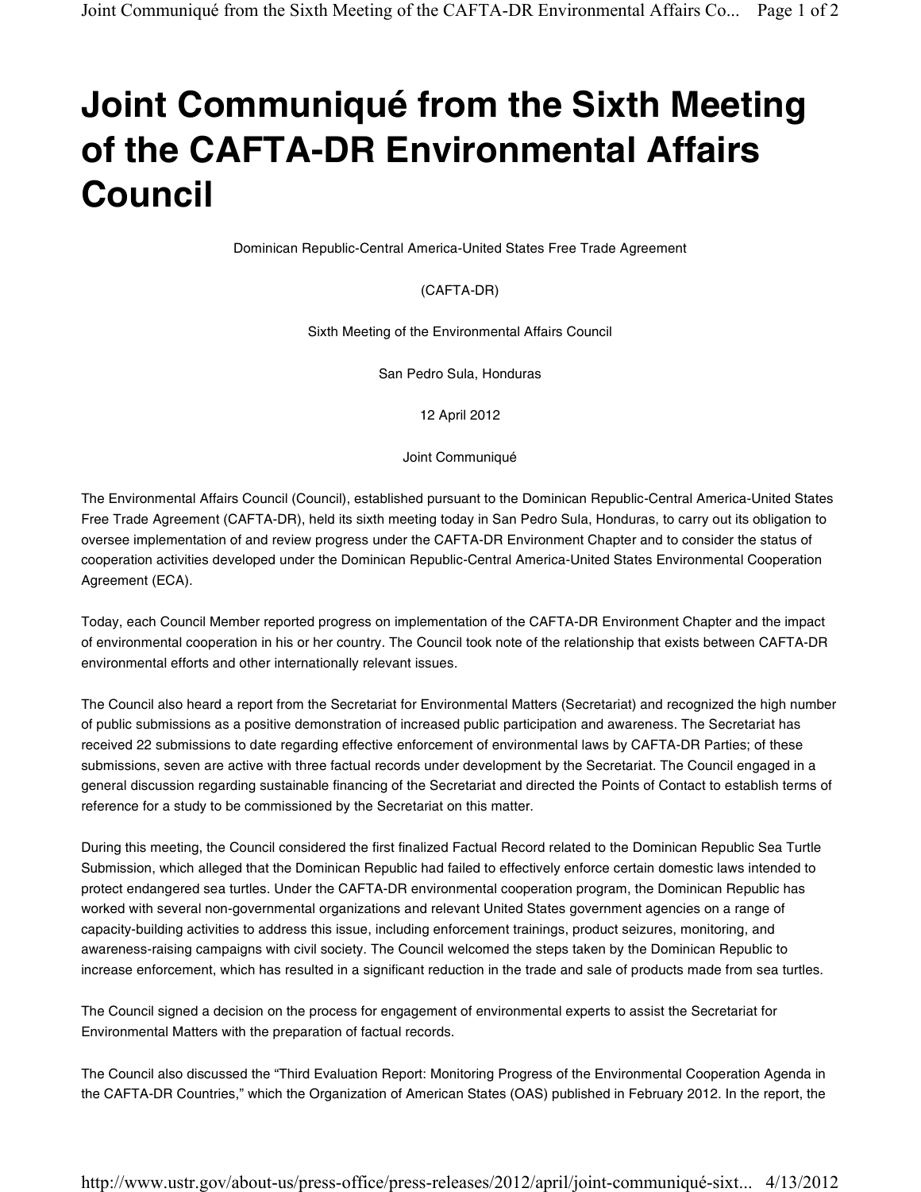# Joint Communiqué from the Sixth Meeting of the CAFTA-DR Environmental Affairs Council

Dominican Republic-Central America-United States Free Trade Agreement

(CAFTA-DR)

Sixth Meeting of the Environmental Affairs Council

San Pedro Sula, Honduras

12 April 2012

Joint Communiqué

The Environmental Affairs Council (Council), established pursuant to the Dominican Republic-Central America-United States Free Trade Agreement (CAFTA-DR), held its sixth meeting today in San Pedro Sula, Honduras, to carry out its obligation to oversee implementation of and review progress under the CAFTA-DR Environment Chapter and to consider the status of cooperation activities developed under the Dominican Republic-Central America-United States Environmental Cooperation Agreement (ECA).

Today, each Council Member reported progress on implementation of the CAFTA-DR Environment Chapter and the impact of environmental cooperation in his or her country. The Council took note of the relationship that exists between CAFTA-DR environmental efforts and other internationally relevant issues.

The Council also heard a report from the Secretariat for Environmental Matters (Secretariat) and recognized the high number of public submissions as a positive demonstration of increased public participation and awareness. The Secretariat has received 22 submissions to date regarding effective enforcement of environmental laws by CAFTA-DR Parties; of these submissions, seven are active with three factual records under development by the Secretariat. The Council engaged in a general discussion regarding sustainable financing of the Secretariat and directed the Points of Contact to establish terms of reference for a study to be commissioned by the Secretariat on this matter.

During this meeting, the Council considered the first finalized Factual Record related to the Dominican Republic Sea Turtle Submission, which alleged that the Dominican Republic had failed to effectively enforce certain domestic laws intended to protect endangered sea turtles. Under the CAFTA-DR environmental cooperation program, the Dominican Republic has worked with several non-governmental organizations and relevant United States government agencies on a range of capacity-building activities to address this issue, including enforcement trainings, product seizures, monitoring, and awareness-raising campaigns with civil society. The Council welcomed the steps taken by the Dominican Republic to increase enforcement, which has resulted in a significant reduction in the trade and sale of products made from sea turtles.

The Council signed a decision on the process for engagement of environmental experts to assist the Secretariat for Environmental Matters with the preparation of factual records.

The Council also discussed the "Third Evaluation Report: Monitoring Progress of the Environmental Cooperation Agenda in the CAFTA-DR Countries," which the Organization of American States (OAS) published in February 2012. In the report, the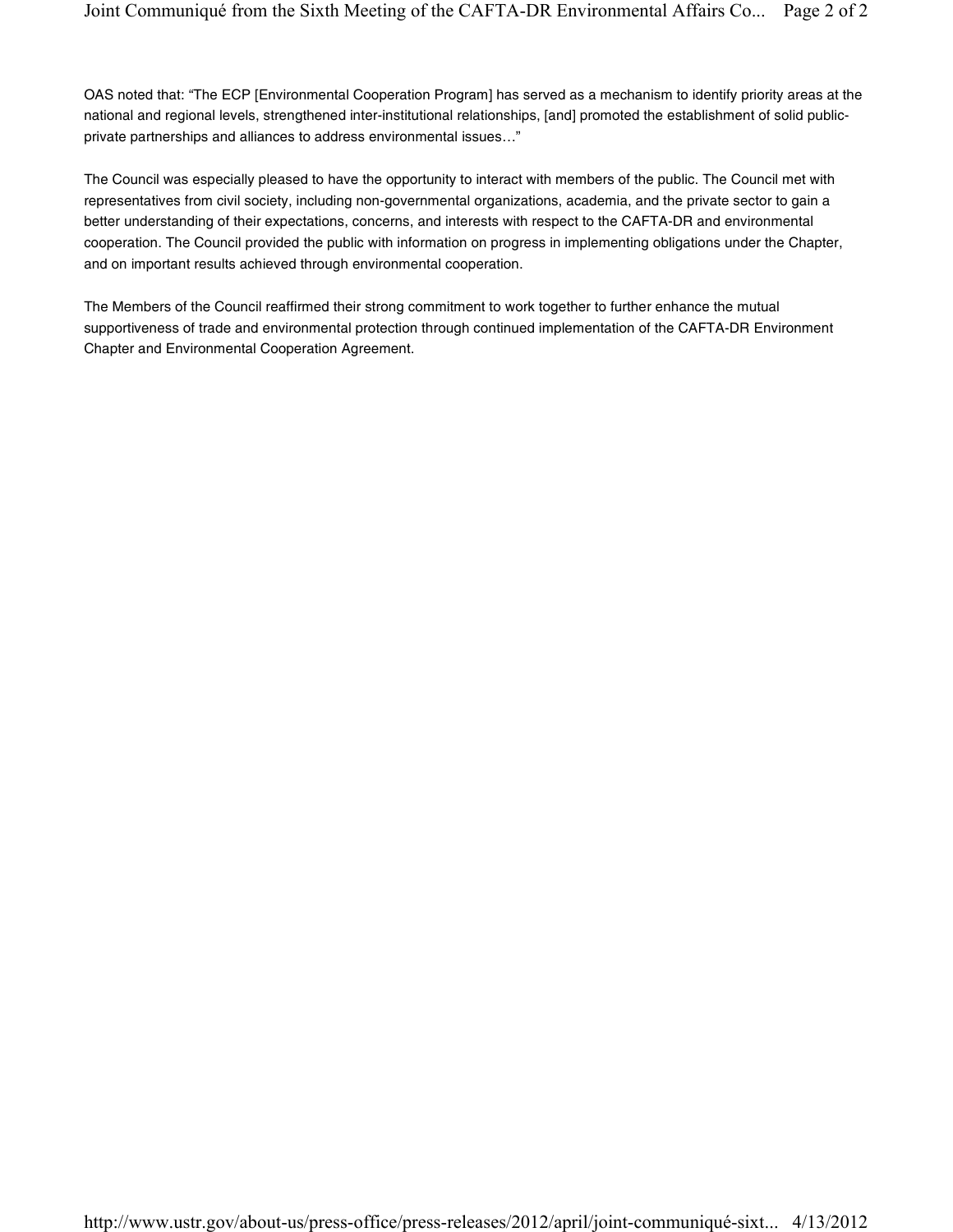OAS noted that: “The ECP [Environmental Cooperation Program] has served as a mechanism to identify priority areas at the national and regional levels, strengthened inter-institutional relationships, [and] promoted the establishment of solid public-private partnerships and alliances to address environmental issues…”

The Council was especially pleased to have the opportunity to interact with members of the public. The Council met with representatives from civil society, including non-governmental organizations, academia, and the private sector to gain a better understanding of their expectations, concerns, and interests with respect to the CAFTA-DR and environmental cooperation. The Council provided the public with information on progress in implementing obligations under the Chapter, and on important results achieved through environmental cooperation.

The Members of the Council reaffirmed their strong commitment to work together to further enhance the mutual supportiveness of trade and environmental protection through continued implementation of the CAFTA-DR Environment Chapter and Environmental Cooperation Agreement.